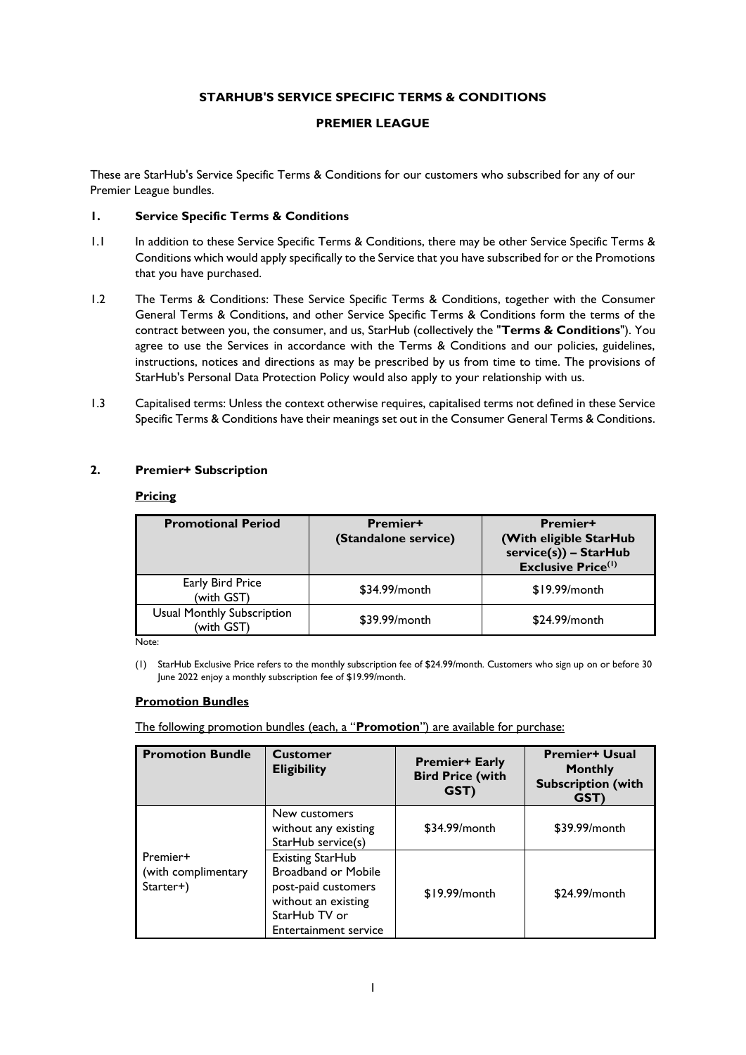# STARHUB'S SERVICE SPECIFIC TERMS & CONDITIONS

## PREMIER LEAGUE

These are StarHub's Service Specific Terms & Conditions for our customers who subscribed for any of our Premier League bundles.

### 1. Service Specific Terms & Conditions

1.1 In addition to these Service Specific Terms & Conditions, there may be other Service Specific Terms & Conditions which would apply specifically to the Service that you have subscribed for or the Promotions that you have purchased.

1.2 The Terms & Conditions: These Service Specific Terms & Conditions, together with the Consumer General Terms & Conditions, and other Service Specific Terms & Conditions form the terms of the contract between you, the consumer, and us, StarHub (collectively the "**Terms & Conditions**"). You agree to use the Services in accordance with the Terms & Conditions and our policies, guidelines, instructions, notices and directions as may be prescribed by us from time to time. The provisions of StarHub's Personal Data Protection Policy would also apply to your relationship with us.

1.3 Capitalised terms: Unless the context otherwise requires, capitalised terms not defined in these Service Specific Terms & Conditions have their meanings set out in the Consumer General Terms & Conditions.

### 2. Premier+ Subscription

**Pricing**

| Promotional Period | Premier+ (Standalone service) | Premier+ (With eligible StarHub service(s)) – StarHub Exclusive Price[(1)] |
|---|---|---|
| Early Bird Price (with GST) | $34.99/month | $19.99/month |
| Usual Monthly Subscription (with GST) | $39.99/month | $24.99/month |

Note:

(1) StarHub Exclusive Price refers to the monthly subscription fee of $24.99/month. Customers who sign up on or before 30 June 2022 enjoy a monthly subscription fee of $19.99/month.

**Promotion Bundles**

The following promotion bundles (each, a "**Promotion**") are available for purchase:

| Promotion Bundle | Customer Eligibility | Premier+ Early Bird Price (with GST) | Premier+ Usual Monthly Subscription (with GST) |
|---|---|---|---|
| Premier+ (with complimentary Starter+) | New customers without any existing StarHub service(s) | $34.99/month | $39.99/month |
| | Existing StarHub Broadband or Mobile post-paid customers without an existing StarHub TV or Entertainment service | $19.99/month | $24.99/month |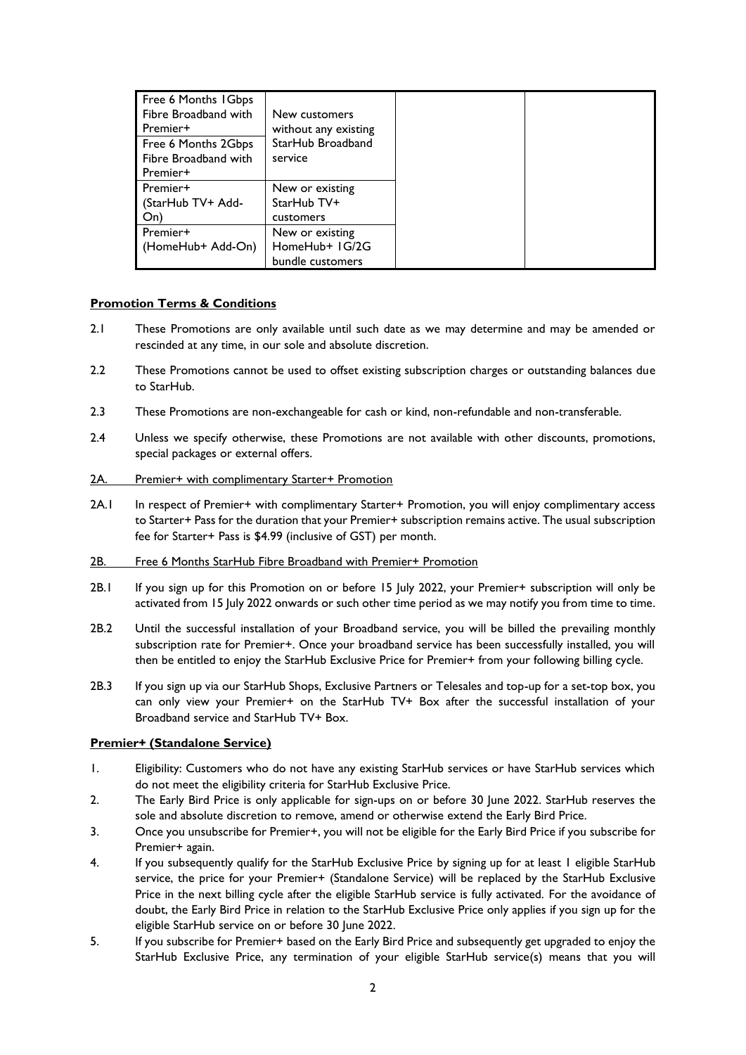| | | | |
|---|---|---|---|
| Free 6 Months 1Gbps Fibre Broadband with Premier+<br>Free 6 Months 2Gbps Fibre Broadband with Premier+ | New customers without any existing StarHub Broadband service | | |
| Premier+ (StarHub TV+ Add-On) | New or existing StarHub TV+ customers | | |
| Premier+ (HomeHub+ Add-On) | New or existing HomeHub+ 1G/2G bundle customers | | |

**Promotion Terms & Conditions**

2.1 These Promotions are only available until such date as we may determine and may be amended or rescinded at any time, in our sole and absolute discretion.

2.2 These Promotions cannot be used to offset existing subscription charges or outstanding balances due to StarHub.

2.3 These Promotions are non-exchangeable for cash or kind, non-refundable and non-transferable.

2.4 Unless we specify otherwise, these Promotions are not available with other discounts, promotions, special packages or external offers.

2A. Premier+ with complimentary Starter+ Promotion

2A.1 In respect of Premier+ with complimentary Starter+ Promotion, you will enjoy complimentary access to Starter+ Pass for the duration that your Premier+ subscription remains active. The usual subscription fee for Starter+ Pass is $4.99 (inclusive of GST) per month.

2B. Free 6 Months StarHub Fibre Broadband with Premier+ Promotion

2B.1 If you sign up for this Promotion on or before 15 July 2022, your Premier+ subscription will only be activated from 15 July 2022 onwards or such other time period as we may notify you from time to time.

2B.2 Until the successful installation of your Broadband service, you will be billed the prevailing monthly subscription rate for Premier+. Once your broadband service has been successfully installed, you will then be entitled to enjoy the StarHub Exclusive Price for Premier+ from your following billing cycle.

2B.3 If you sign up via our StarHub Shops, Exclusive Partners or Telesales and top-up for a set-top box, you can only view your Premier+ on the StarHub TV+ Box after the successful installation of your Broadband service and StarHub TV+ Box.

**Premier+ (Standalone Service)**

1. Eligibility: Customers who do not have any existing StarHub services or have StarHub services which do not meet the eligibility criteria for StarHub Exclusive Price.
2. The Early Bird Price is only applicable for sign-ups on or before 30 June 2022. StarHub reserves the sole and absolute discretion to remove, amend or otherwise extend the Early Bird Price.
3. Once you unsubscribe for Premier+, you will not be eligible for the Early Bird Price if you subscribe for Premier+ again.
4. If you subsequently qualify for the StarHub Exclusive Price by signing up for at least 1 eligible StarHub service, the price for your Premier+ (Standalone Service) will be replaced by the StarHub Exclusive Price in the next billing cycle after the eligible StarHub service is fully activated. For the avoidance of doubt, the Early Bird Price in relation to the StarHub Exclusive Price only applies if you sign up for the eligible StarHub service on or before 30 June 2022.
5. If you subscribe for Premier+ based on the Early Bird Price and subsequently get upgraded to enjoy the StarHub Exclusive Price, any termination of your eligible StarHub service(s) means that you will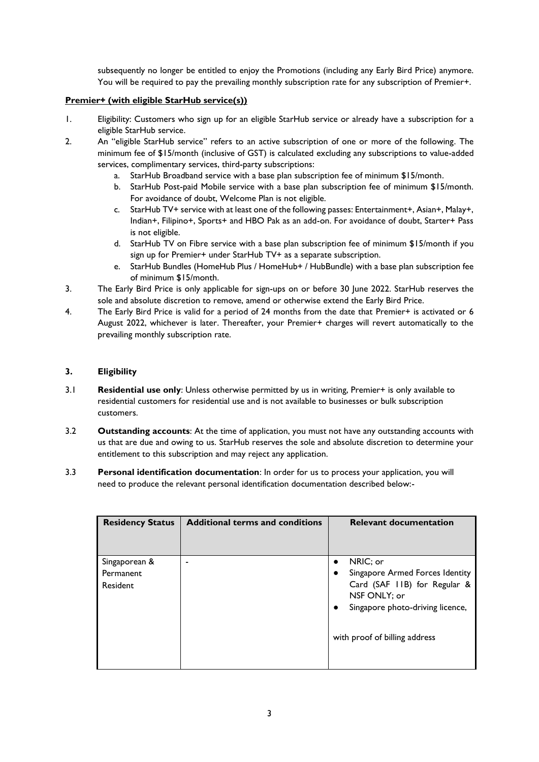subsequently no longer be entitled to enjoy the Promotions (including any Early Bird Price) anymore. You will be required to pay the prevailing monthly subscription rate for any subscription of Premier+.

**Premier+ (with eligible StarHub service(s))**

1. Eligibility: Customers who sign up for an eligible StarHub service or already have a subscription for a eligible StarHub service.
2. An "eligible StarHub service" refers to an active subscription of one or more of the following. The minimum fee of $15/month (inclusive of GST) is calculated excluding any subscriptions to value-added services, complimentary services, third-party subscriptions:
   a. StarHub Broadband service with a base plan subscription fee of minimum $15/month.
   b. StarHub Post-paid Mobile service with a base plan subscription fee of minimum $15/month. For avoidance of doubt, Welcome Plan is not eligible.
   c. StarHub TV+ service with at least one of the following passes: Entertainment+, Asian+, Malay+, Indian+, Filipino+, Sports+ and HBO Pak as an add-on. For avoidance of doubt, Starter+ Pass is not eligible.
   d. StarHub TV on Fibre service with a base plan subscription fee of minimum $15/month if you sign up for Premier+ under StarHub TV+ as a separate subscription.
   e. StarHub Bundles (HomeHub Plus / HomeHub+ / HubBundle) with a base plan subscription fee of minimum $15/month.
3. The Early Bird Price is only applicable for sign-ups on or before 30 June 2022. StarHub reserves the sole and absolute discretion to remove, amend or otherwise extend the Early Bird Price.
4. The Early Bird Price is valid for a period of 24 months from the date that Premier+ is activated or 6 August 2022, whichever is later. Thereafter, your Premier+ charges will revert automatically to the prevailing monthly subscription rate.

## 3. Eligibility

3.1 **Residential use only**: Unless otherwise permitted by us in writing, Premier+ is only available to residential customers for residential use and is not available to businesses or bulk subscription customers.

3.2 **Outstanding accounts**: At the time of application, you must not have any outstanding accounts with us that are due and owing to us. StarHub reserves the sole and absolute discretion to determine your entitlement to this subscription and may reject any application.

3.3 **Personal identification documentation**: In order for us to process your application, you will need to produce the relevant personal identification documentation described below:-

| Residency Status | Additional terms and conditions | Relevant documentation |
|---|---|---|
| Singaporean & Permanent Resident | - | • NRIC; or<br>• Singapore Armed Forces Identity Card (SAF 11B) for Regular & NSF ONLY; or<br>• Singapore photo-driving licence,<br><br>with proof of billing address |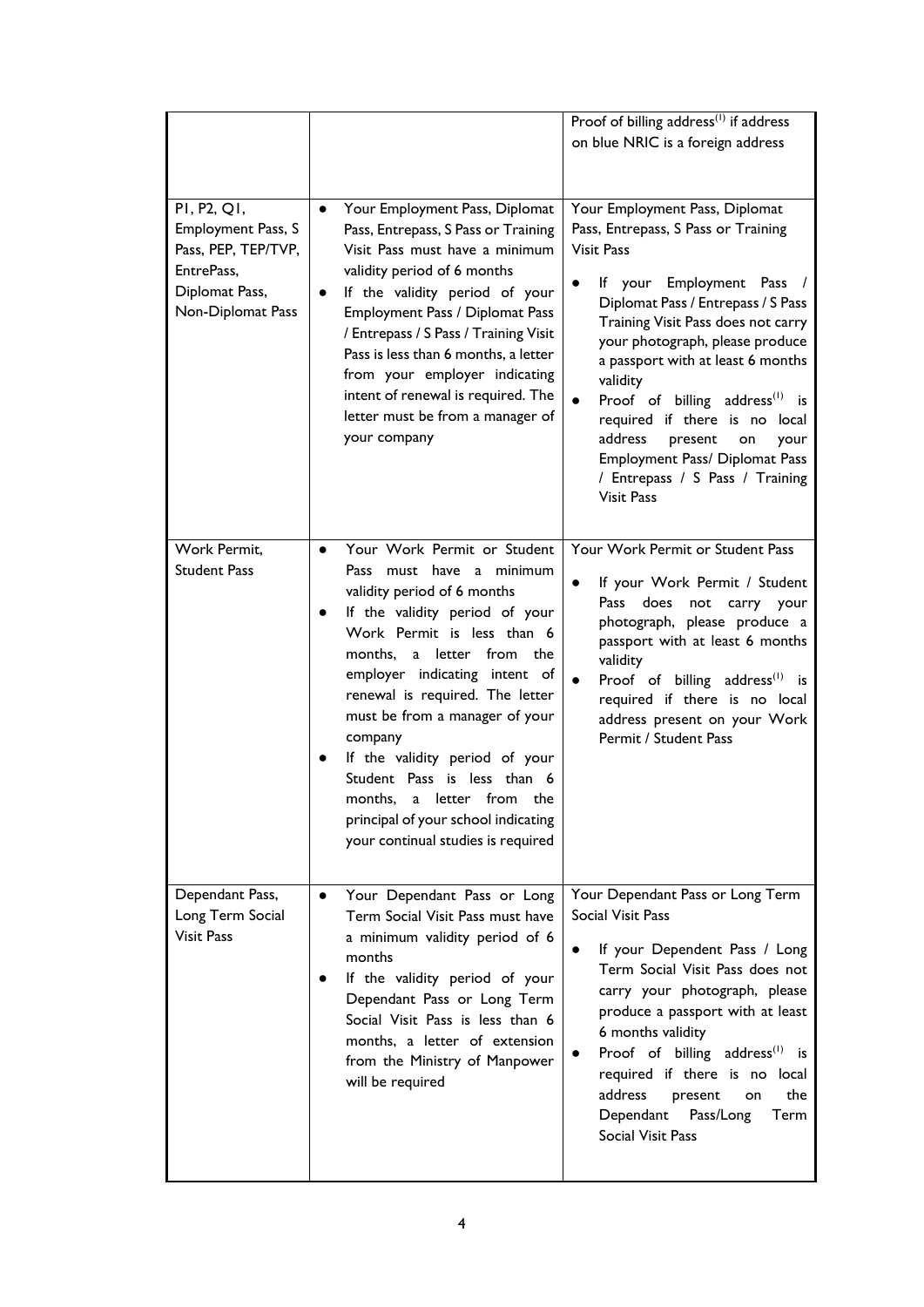| | | |
|---|---|---|
| | | Proof of billing address[1] if address on blue NRIC is a foreign address |
| P1, P2, Q1, Employment Pass, S Pass, PEP, TEP/TVP, EntrePass, Diplomat Pass, Non-Diplomat Pass | • Your Employment Pass, Diplomat Pass, Entrepass, S Pass or Training Visit Pass must have a minimum validity period of 6 months<br>• If the validity period of your Employment Pass / Diplomat Pass / Entrepass / S Pass / Training Visit Pass is less than 6 months, a letter from your employer indicating intent of renewal is required. The letter must be from a manager of your company | Your Employment Pass, Diplomat Pass, Entrepass, S Pass or Training Visit Pass<br>• If your Employment Pass / Diplomat Pass / Entrepass / S Pass Training Visit Pass does not carry your photograph, please produce a passport with at least 6 months validity<br>• Proof of billing address[1] is required if there is no local address present on your Employment Pass/ Diplomat Pass / Entrepass / S Pass / Training Visit Pass |
| Work Permit, Student Pass | • Your Work Permit or Student Pass must have a minimum validity period of 6 months<br>• If the validity period of your Work Permit is less than 6 months, a letter from the employer indicating intent of renewal is required. The letter must be from a manager of your company<br>• If the validity period of your Student Pass is less than 6 months, a letter from the principal of your school indicating your continual studies is required | Your Work Permit or Student Pass<br>• If your Work Permit / Student Pass does not carry your photograph, please produce a passport with at least 6 months validity<br>• Proof of billing address[1] is required if there is no local address present on your Work Permit / Student Pass |
| Dependant Pass, Long Term Social Visit Pass | • Your Dependant Pass or Long Term Social Visit Pass must have a minimum validity period of 6 months<br>• If the validity period of your Dependant Pass or Long Term Social Visit Pass is less than 6 months, a letter of extension from the Ministry of Manpower will be required | Your Dependant Pass or Long Term Social Visit Pass<br>• If your Dependent Pass / Long Term Social Visit Pass does not carry your photograph, please produce a passport with at least 6 months validity<br>• Proof of billing address[1] is required if there is no local address present on the Dependant Pass/Long Term Social Visit Pass |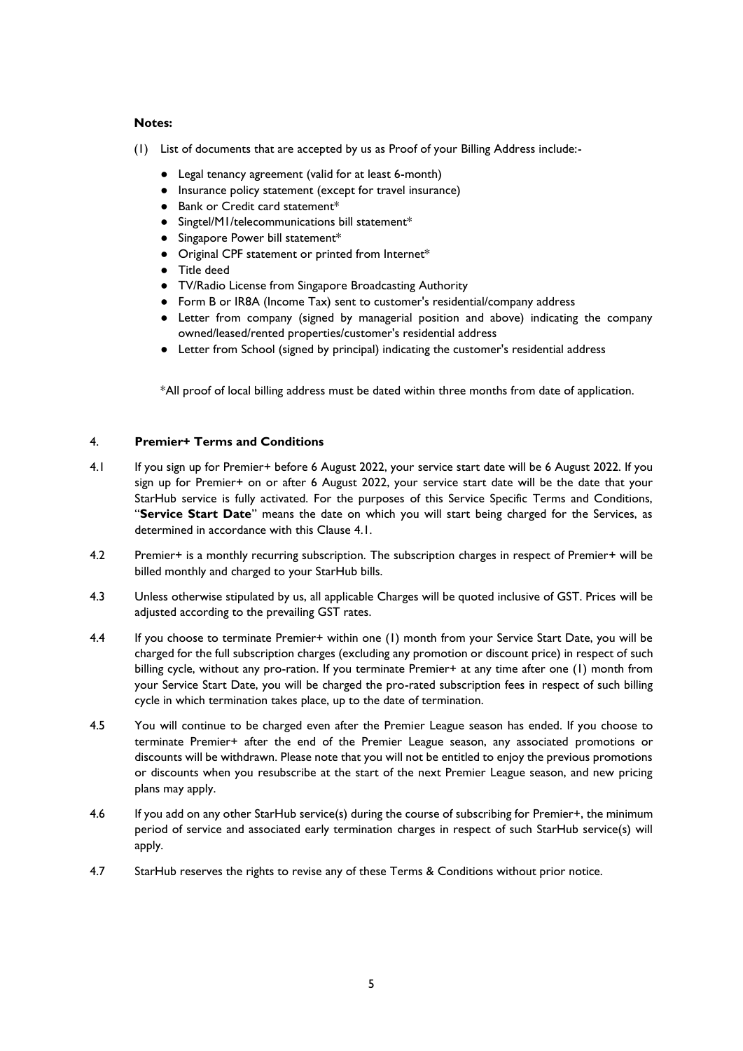**Notes:**

(1) List of documents that are accepted by us as Proof of your Billing Address include:-

- Legal tenancy agreement (valid for at least 6-month)
- Insurance policy statement (except for travel insurance)
- Bank or Credit card statement*
- Singtel/M1/telecommunications bill statement*
- Singapore Power bill statement*
- Original CPF statement or printed from Internet*
- Title deed
- TV/Radio License from Singapore Broadcasting Authority
- Form B or IR8A (Income Tax) sent to customer's residential/company address
- Letter from company (signed by managerial position and above) indicating the company owned/leased/rented properties/customer's residential address
- Letter from School (signed by principal) indicating the customer's residential address

*All proof of local billing address must be dated within three months from date of application.

## 4. Premier+ Terms and Conditions

4.1 If you sign up for Premier+ before 6 August 2022, your service start date will be 6 August 2022. If you sign up for Premier+ on or after 6 August 2022, your service start date will be the date that your StarHub service is fully activated. For the purposes of this Service Specific Terms and Conditions, "**Service Start Date**" means the date on which you will start being charged for the Services, as determined in accordance with this Clause 4.1.

4.2 Premier+ is a monthly recurring subscription. The subscription charges in respect of Premier+ will be billed monthly and charged to your StarHub bills.

4.3 Unless otherwise stipulated by us, all applicable Charges will be quoted inclusive of GST. Prices will be adjusted according to the prevailing GST rates.

4.4 If you choose to terminate Premier+ within one (1) month from your Service Start Date, you will be charged for the full subscription charges (excluding any promotion or discount price) in respect of such billing cycle, without any pro-ration. If you terminate Premier+ at any time after one (1) month from your Service Start Date, you will be charged the pro-rated subscription fees in respect of such billing cycle in which termination takes place, up to the date of termination.

4.5 You will continue to be charged even after the Premier League season has ended. If you choose to terminate Premier+ after the end of the Premier League season, any associated promotions or discounts will be withdrawn. Please note that you will not be entitled to enjoy the previous promotions or discounts when you resubscribe at the start of the next Premier League season, and new pricing plans may apply.

4.6 If you add on any other StarHub service(s) during the course of subscribing for Premier+, the minimum period of service and associated early termination charges in respect of such StarHub service(s) will apply.

4.7 StarHub reserves the rights to revise any of these Terms & Conditions without prior notice.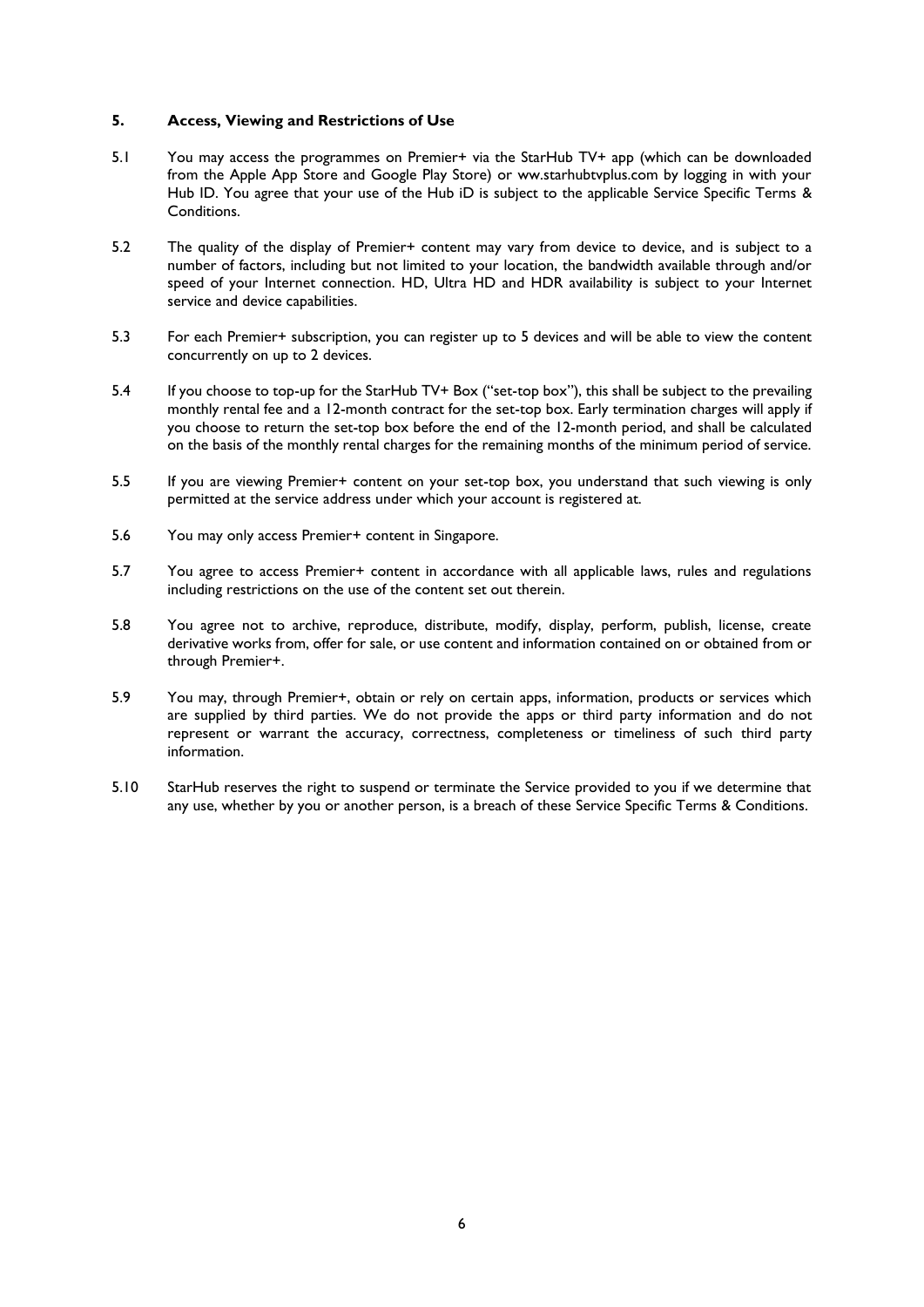## 5. Access, Viewing and Restrictions of Use

5.1 You may access the programmes on Premier+ via the StarHub TV+ app (which can be downloaded from the Apple App Store and Google Play Store) or ww.starhubtvplus.com by logging in with your Hub ID. You agree that your use of the Hub iD is subject to the applicable Service Specific Terms & Conditions.

5.2 The quality of the display of Premier+ content may vary from device to device, and is subject to a number of factors, including but not limited to your location, the bandwidth available through and/or speed of your Internet connection. HD, Ultra HD and HDR availability is subject to your Internet service and device capabilities.

5.3 For each Premier+ subscription, you can register up to 5 devices and will be able to view the content concurrently on up to 2 devices.

5.4 If you choose to top-up for the StarHub TV+ Box ("set-top box"), this shall be subject to the prevailing monthly rental fee and a 12-month contract for the set-top box. Early termination charges will apply if you choose to return the set-top box before the end of the 12-month period, and shall be calculated on the basis of the monthly rental charges for the remaining months of the minimum period of service.

5.5 If you are viewing Premier+ content on your set-top box, you understand that such viewing is only permitted at the service address under which your account is registered at.

5.6 You may only access Premier+ content in Singapore.

5.7 You agree to access Premier+ content in accordance with all applicable laws, rules and regulations including restrictions on the use of the content set out therein.

5.8 You agree not to archive, reproduce, distribute, modify, display, perform, publish, license, create derivative works from, offer for sale, or use content and information contained on or obtained from or through Premier+.

5.9 You may, through Premier+, obtain or rely on certain apps, information, products or services which are supplied by third parties. We do not provide the apps or third party information and do not represent or warrant the accuracy, correctness, completeness or timeliness of such third party information.

5.10 StarHub reserves the right to suspend or terminate the Service provided to you if we determine that any use, whether by you or another person, is a breach of these Service Specific Terms & Conditions.